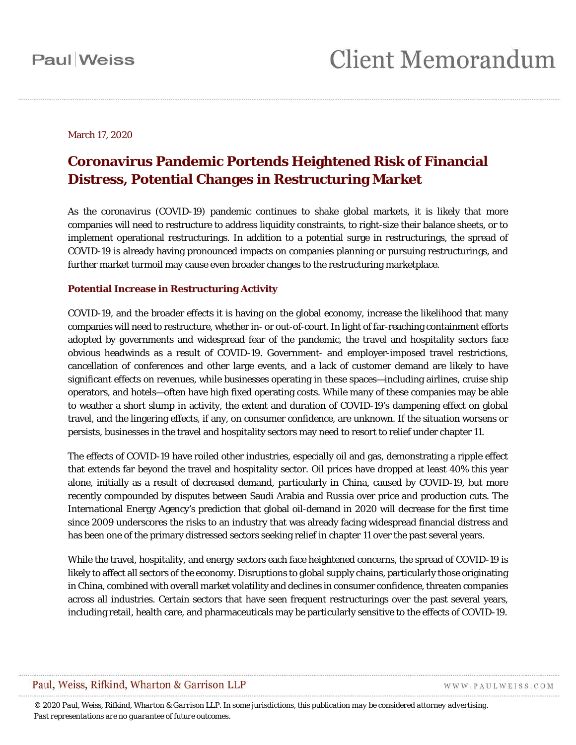Paul|Weiss

# Client Memorandum

March 17, 2020

## Coronavirus Pandemic Portends Heightened Risk of Financial Distress, Potential Changes in Restructuring Market

As the coronavirus (COVID-19) pandemic continues to shake global markets, it is likely that more companies will need to restructure to address liquidity constraints, to right-size their balance sheets, or to implement operational restructurings. In addition to a potential surge in restructurings, the spread of COVID-19 is already having pronounced impacts on companies planning or pursuing restructurings, and further market turmoil may cause even broader changes to the restructuring marketplace.

### Potential Increase in Restructuring Activity

COVID-19, and the broader effects it is having on the global economy, increase the likelihood that many companies will need to restructure, whether in- or out-of-court. In light of far-reaching containment efforts adopted by governments and widespread fear of the pandemic, the travel and hospitality sectors face obvious headwinds as a result of COVID-19. Government- and employer-imposed travel restrictions, cancellation of conferences and other large events, and a lack of customer demand are likely to have significant effects on revenues, while businesses operating in these spaces—including airlines, cruise ship operators, and hotels—often have high fixed operating costs. While many of these companies may be able to weather a short slump in activity, the extent and duration of COVID-19's dampening effect on global travel, and the lingering effects, if any, on consumer confidence, are unknown. If the situation worsens or persists, businesses in the travel and hospitality sectors may need to resort to relief under chapter 11.

The effects of COVID-19 have roiled other industries, especially oil and gas, demonstrating a ripple effect that extends far beyond the travel and hospitality sector. Oil prices have dropped at least 40% this year alone, initially as a result of decreased demand, particularly in China, caused by COVID-19, but more recently compounded by disputes between Saudi Arabia and Russia over price and production cuts. The International Energy Agency's prediction that global oil-demand in 2020 will decrease for the first time since 2009 underscores the risks to an industry that was already facing widespread financial distress and has been one of the primary distressed sectors seeking relief in chapter 11 over the past several years.

While the travel, hospitality, and energy sectors each face heightened concerns, the spread of COVID-19 is likely to affect all sectors of the economy. Disruptions to global supply chains, particularly those originating in China, combined with overall market volatility and declines in consumer confidence, threaten companies across all industries. Certain sectors that have seen frequent restructurings over the past several years, including retail, health care, and pharmaceuticals may be particularly sensitive to the effects of COVID-19.

Paul, Weiss, Rifkind, Wharton & Garrison LLP WWW.PAULWEISS.COM

*© 2020 Paul, Weiss, Rifkind, Wharton & Garrison LLP. In some jurisdictions, this publication may be considered attorney advertising. Past representations are no guarantee of future outcomes.*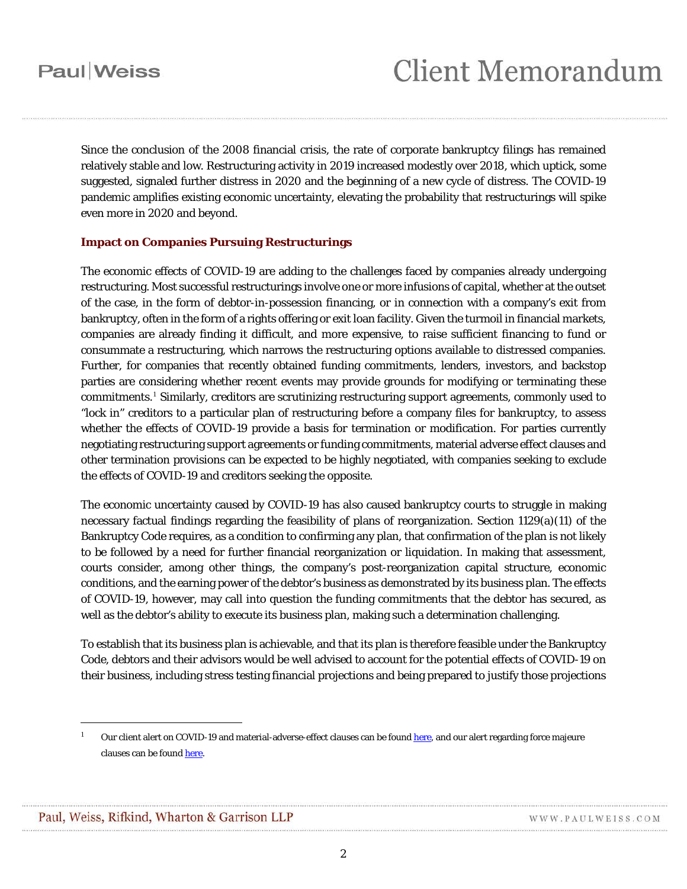Since the conclusion of the 2008 financial crisis, the rate of corporate bankruptcy filings has remained relatively stable and low. Restructuring activity in 2019 increased modestly over 2018, which uptick, some suggested, signaled further distress in 2020 and the beginning of a new cycle of distress. The COVID-19 pandemic amplifies existing economic uncertainty, elevating the probability that restructurings will spike even more in 2020 and beyond.

### Impact on Companies Pursuing Restructurings

The economic effects of COVID-19 are adding to the challenges faced by companies already undergoing restructuring. Most successful restructurings involve one or more infusions of capital, whether at the outset of the case, in the form of debtor-in-possession financing, or in connection with a company's exit from bankruptcy, often in the form of a rights offering or exit loan facility. Given the turmoil in financial markets, companies are already finding it difficult, and more expensive, to raise sufficient financing to fund or consummate a restructuring, which narrows the restructuring options available to distressed companies. Further, for companies that recently obtained funding commitments, lenders, investors, and backstop parties are considering whether recent events may provide grounds for modifying or terminating these commitments.[1] Similarly, creditors are scrutinizing restructuring support agreements, commonly used to "lock in" creditors to a particular plan of restructuring before a company files for bankruptcy, to assess whether the effects of COVID-19 provide a basis for termination or modification. For parties currently negotiating restructuring support agreements or funding commitments, material adverse effect clauses and other termination provisions can be expected to be highly negotiated, with companies seeking to exclude the effects of COVID-19 and creditors seeking the opposite.

The economic uncertainty caused by COVID-19 has also caused bankruptcy courts to struggle in making necessary factual findings regarding the feasibility of plans of reorganization. Section 1129(a)(11) of the Bankruptcy Code requires, as a condition to confirming any plan, that confirmation of the plan is not likely to be followed by a need for further financial reorganization or liquidation. In making that assessment, courts consider, among other things, the company's post-reorganization capital structure, economic conditions, and the earning power of the debtor's business as demonstrated by its business plan. The effects of COVID-19, however, may call into question the funding commitments that the debtor has secured, as well as the debtor's ability to execute its business plan, making such a determination challenging.

To establish that its business plan is achievable, and that its plan is therefore feasible under the Bankruptcy Code, debtors and their advisors would be well advised to account for the potential effects of COVID-19 on their business, including stress testing financial projections and being prepared to justify those projections

---

[1] Our client alert on COVID-19 and material-adverse-effect clauses can be found here, and our alert regarding force majeure clauses can be found here.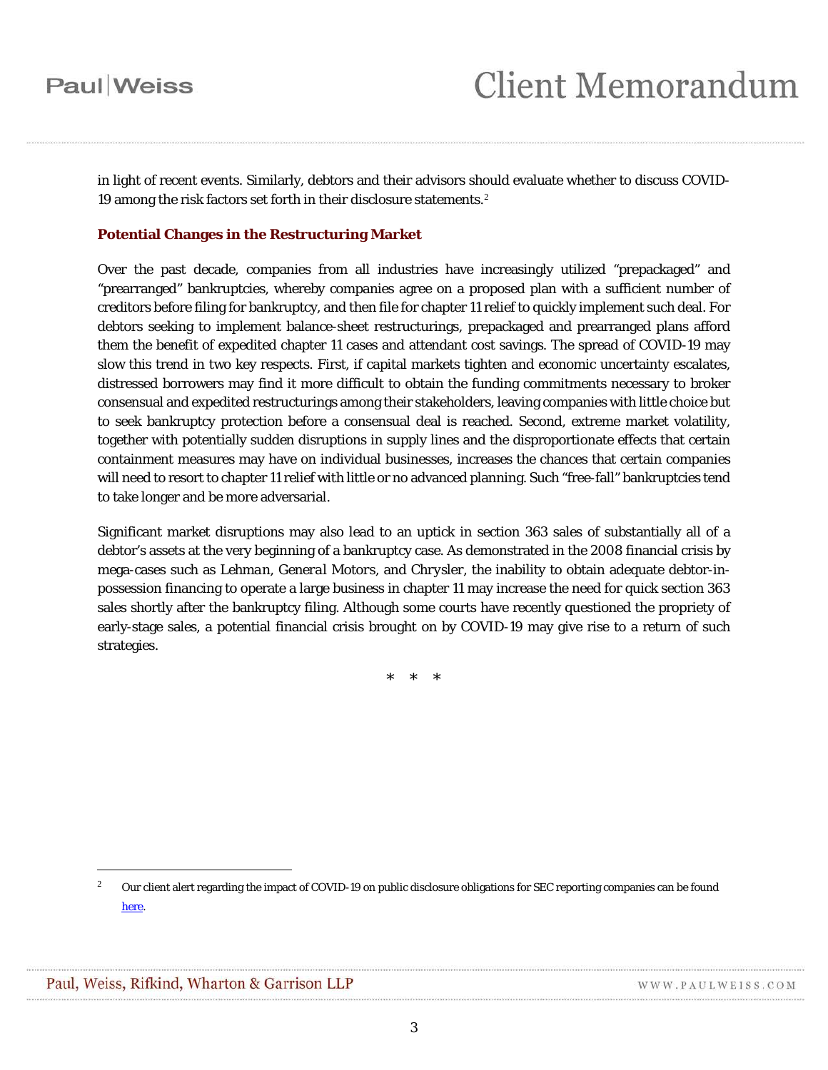in light of recent events. Similarly, debtors and their advisors should evaluate whether to discuss COVID-19 among the risk factors set forth in their disclosure statements.[2]

### Potential Changes in the Restructuring Market

Over the past decade, companies from all industries have increasingly utilized "prepackaged" and "prearranged" bankruptcies, whereby companies agree on a proposed plan with a sufficient number of creditors before filing for bankruptcy, and then file for chapter 11 relief to quickly implement such deal. For debtors seeking to implement balance-sheet restructurings, prepackaged and prearranged plans afford them the benefit of expedited chapter 11 cases and attendant cost savings. The spread of COVID-19 may slow this trend in two key respects. First, if capital markets tighten and economic uncertainty escalates, distressed borrowers may find it more difficult to obtain the funding commitments necessary to broker consensual and expedited restructurings among their stakeholders, leaving companies with little choice but to seek bankruptcy protection before a consensual deal is reached. Second, extreme market volatility, together with potentially sudden disruptions in supply lines and the disproportionate effects that certain containment measures may have on individual businesses, increases the chances that certain companies will need to resort to chapter 11 relief with little or no advanced planning. Such "free-fall" bankruptcies tend to take longer and be more adversarial.

Significant market disruptions may also lead to an uptick in section 363 sales of substantially all of a debtor's assets at the very beginning of a bankruptcy case. As demonstrated in the 2008 financial crisis by mega-cases such as *Lehman*, *General Motors*, and *Chrysler*, the inability to obtain adequate debtor-in-possession financing to operate a large business in chapter 11 may increase the need for quick section 363 sales shortly after the bankruptcy filing. Although some courts have recently questioned the propriety of early-stage sales, a potential financial crisis brought on by COVID-19 may give rise to a return of such strategies.

\* \* \*

---

[2] Our client alert regarding the impact of COVID-19 on public disclosure obligations for SEC reporting companies can be found here.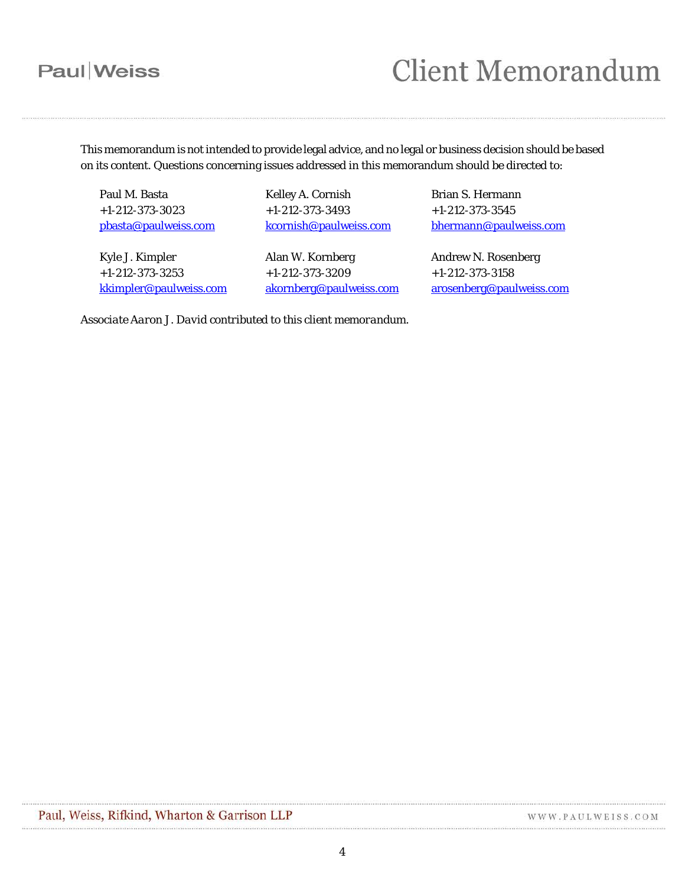This memorandum is not intended to provide legal advice, and no legal or business decision should be based on its content. Questions concerning issues addressed in this memorandum should be directed to:

| | | |
|---|---|---|
| Paul M. Basta<br>+1-212-373-3023<br>pbasta@paulweiss.com | Kelley A. Cornish<br>+1-212-373-3493<br>kcornish@paulweiss.com | Brian S. Hermann<br>+1-212-373-3545<br>bhermann@paulweiss.com |
| Kyle J. Kimpler<br>+1-212-373-3253<br>kkimpler@paulweiss.com | Alan W. Kornberg<br>+1-212-373-3209<br>akornberg@paulweiss.com | Andrew N. Rosenberg<br>+1-212-373-3158<br>arosenberg@paulweiss.com |

*Associate Aaron J. David contributed to this client memorandum.*